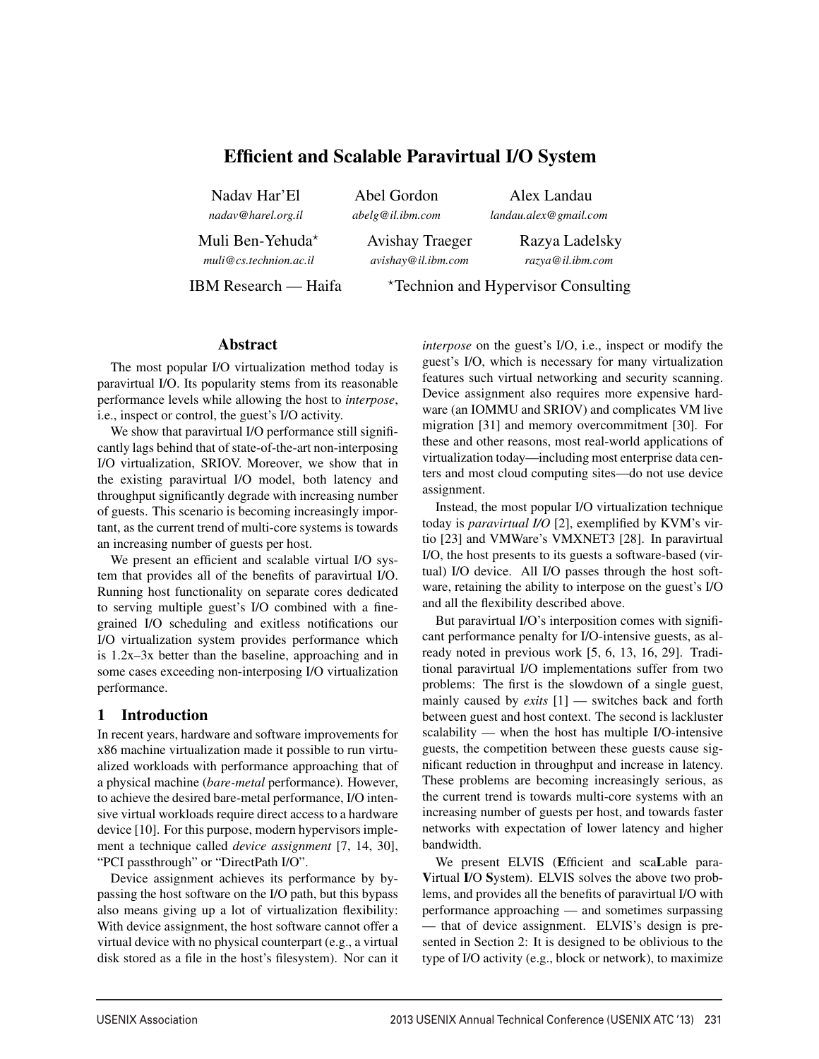# Efficient and Scalable Paravirtual I/O System

Nadav Har'El
*nadav@harel.org.il*

Abel Gordon
*abelg@il.ibm.com*

Alex Landau
*landau.alex@gmail.com*

Muli Ben-Yehuda*
*muli@cs.technion.ac.il*

Avishay Traeger
*avishay@il.ibm.com*

Razya Ladelsky
*razya@il.ibm.com*

IBM Research — Haifa

*Technion and Hypervisor Consulting

## Abstract

The most popular I/O virtualization method today is paravirtual I/O. Its popularity stems from its reasonable performance levels while allowing the host to *interpose*, i.e., inspect or control, the guest's I/O activity.

We show that paravirtual I/O performance still significantly lags behind that of state-of-the-art non-interposing I/O virtualization, SRIOV. Moreover, we show that in the existing paravirtual I/O model, both latency and throughput significantly degrade with increasing number of guests. This scenario is becoming increasingly important, as the current trend of multi-core systems is towards an increasing number of guests per host.

We present an efficient and scalable virtual I/O system that provides all of the benefits of paravirtual I/O. Running host functionality on separate cores dedicated to serving multiple guest's I/O combined with a fine-grained I/O scheduling and exitless notifications our I/O virtualization system provides performance which is 1.2x–3x better than the baseline, approaching and in some cases exceeding non-interposing I/O virtualization performance.

## 1 Introduction

In recent years, hardware and software improvements for x86 machine virtualization made it possible to run virtualized workloads with performance approaching that of a physical machine (*bare-metal* performance). However, to achieve the desired bare-metal performance, I/O intensive virtual workloads require direct access to a hardware device [10]. For this purpose, modern hypervisors implement a technique called *device assignment* [7, 14, 30], "PCI passthrough" or "DirectPath I/O".

Device assignment achieves its performance by bypassing the host software on the I/O path, but this bypass also means giving up a lot of virtualization flexibility: With device assignment, the host software cannot offer a virtual device with no physical counterpart (e.g., a virtual disk stored as a file in the host's filesystem). Nor can it *interpose* on the guest's I/O, i.e., inspect or modify the guest's I/O, which is necessary for many virtualization features such virtual networking and security scanning. Device assignment also requires more expensive hardware (an IOMMU and SRIOV) and complicates VM live migration [31] and memory overcommitment [30]. For these and other reasons, most real-world applications of virtualization today—including most enterprise data centers and most cloud computing sites—do not use device assignment.

Instead, the most popular I/O virtualization technique today is *paravirtual I/O* [2], exemplified by KVM's virtio [23] and VMWare's VMXNET3 [28]. In paravirtual I/O, the host presents to its guests a software-based (virtual) I/O device. All I/O passes through the host software, retaining the ability to interpose on the guest's I/O and all the flexibility described above.

But paravirtual I/O's interposition comes with significant performance penalty for I/O-intensive guests, as already noted in previous work [5, 6, 13, 16, 29]. Traditional paravirtual I/O implementations suffer from two problems: The first is the slowdown of a single guest, mainly caused by *exits* [1] — switches back and forth between guest and host context. The second is lackluster scalability — when the host has multiple I/O-intensive guests, the competition between these guests cause significant reduction in throughput and increase in latency. These problems are becoming increasingly serious, as the current trend is towards multi-core systems with an increasing number of guests per host, and towards faster networks with expectation of lower latency and higher bandwidth.

We present ELVIS (**E**fficient and sca**L**able para-**V**irtual **I**/O **S**ystem). ELVIS solves the above two problems, and provides all the benefits of paravirtual I/O with performance approaching — and sometimes surpassing — that of device assignment. ELVIS's design is presented in Section 2: It is designed to be oblivious to the type of I/O activity (e.g., block or network), to maximize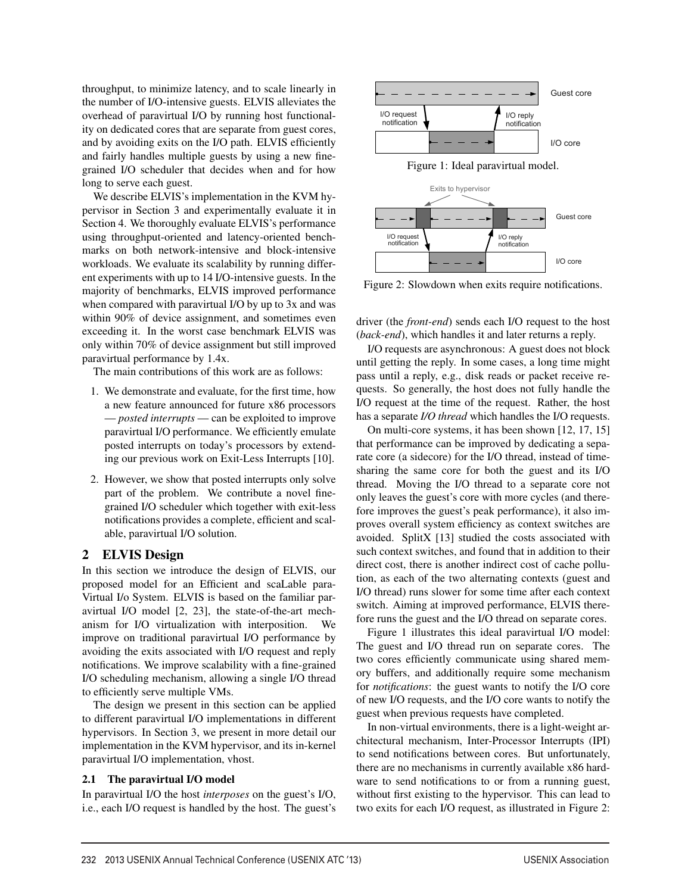throughput, to minimize latency, and to scale linearly in the number of I/O-intensive guests. ELVIS alleviates the overhead of paravirtual I/O by running host functionality on dedicated cores that are separate from guest cores, and by avoiding exits on the I/O path. ELVIS efficiently and fairly handles multiple guests by using a new fine-grained I/O scheduler that decides when and for how long to serve each guest.

We describe ELVIS's implementation in the KVM hypervisor in Section 3 and experimentally evaluate it in Section 4. We thoroughly evaluate ELVIS's performance using throughput-oriented and latency-oriented benchmarks on both network-intensive and block-intensive workloads. We evaluate its scalability by running different experiments with up to 14 I/O-intensive guests. In the majority of benchmarks, ELVIS improved performance when compared with paravirtual I/O by up to 3x and was within 90% of device assignment, and sometimes even exceeding it. In the worst case benchmark ELVIS was only within 70% of device assignment but still improved paravirtual performance by 1.4x.

The main contributions of this work are as follows:

1. We demonstrate and evaluate, for the first time, how a new feature announced for future x86 processors — *posted interrupts* — can be exploited to improve paravirtual I/O performance. We efficiently emulate posted interrupts on today's processors by extending our previous work on Exit-Less Interrupts [10].
2. However, we show that posted interrupts only solve part of the problem. We contribute a novel fine-grained I/O scheduler which together with exit-less notifications provides a complete, efficient and scalable, paravirtual I/O solution.

## 2 ELVIS Design

In this section we introduce the design of ELVIS, our proposed model for an Efficient and scaLable para-Virtual I/o System. ELVIS is based on the familiar paravirtual I/O model [2, 23], the state-of-the-art mechanism for I/O virtualization with interposition. We improve on traditional paravirtual I/O performance by avoiding the exits associated with I/O request and reply notifications. We improve scalability with a fine-grained I/O scheduling mechanism, allowing a single I/O thread to efficiently serve multiple VMs.

The design we present in this section can be applied to different paravirtual I/O implementations in different hypervisors. In Section 3, we present in more detail our implementation in the KVM hypervisor, and its in-kernel paravirtual I/O implementation, vhost.

### 2.1 The paravirtual I/O model

In paravirtual I/O the host *interposes* on the guest's I/O, i.e., each I/O request is handled by the host. The guest's driver (the *front-end*) sends each I/O request to the host (*back-end*), which handles it and later returns a reply.

Figure 1: Ideal paravirtual model.

Figure 2: Slowdown when exits require notifications.

I/O requests are asynchronous: A guest does not block until getting the reply. In some cases, a long time might pass until a reply, e.g., disk reads or packet receive requests. So generally, the host does not fully handle the I/O request at the time of the request. Rather, the host has a separate *I/O thread* which handles the I/O requests.

On multi-core systems, it has been shown [12, 17, 15] that performance can be improved by dedicating a separate core (a sidecore) for the I/O thread, instead of time-sharing the same core for both the guest and its I/O thread. Moving the I/O thread to a separate core not only leaves the guest's core with more cycles (and therefore improves the guest's peak performance), it also improves overall system efficiency as context switches are avoided. SplitX [13] studied the costs associated with such context switches, and found that in addition to their direct cost, there is another indirect cost of cache pollution, as each of the two alternating contexts (guest and I/O thread) runs slower for some time after each context switch. Aiming at improved performance, ELVIS therefore runs the guest and the I/O thread on separate cores.

Figure 1 illustrates this ideal paravirtual I/O model: The guest and I/O thread run on separate cores. The two cores efficiently communicate using shared memory buffers, and additionally require some mechanism for *notifications*: the guest wants to notify the I/O core of new I/O requests, and the I/O core wants to notify the guest when previous requests have completed.

In non-virtual environments, there is a light-weight architectural mechanism, Inter-Processor Interrupts (IPI) to send notifications between cores. But unfortunately, there are no mechanisms in currently available x86 hardware to send notifications to or from a running guest, without first existing to the hypervisor. This can lead to two exits for each I/O request, as illustrated in Figure 2: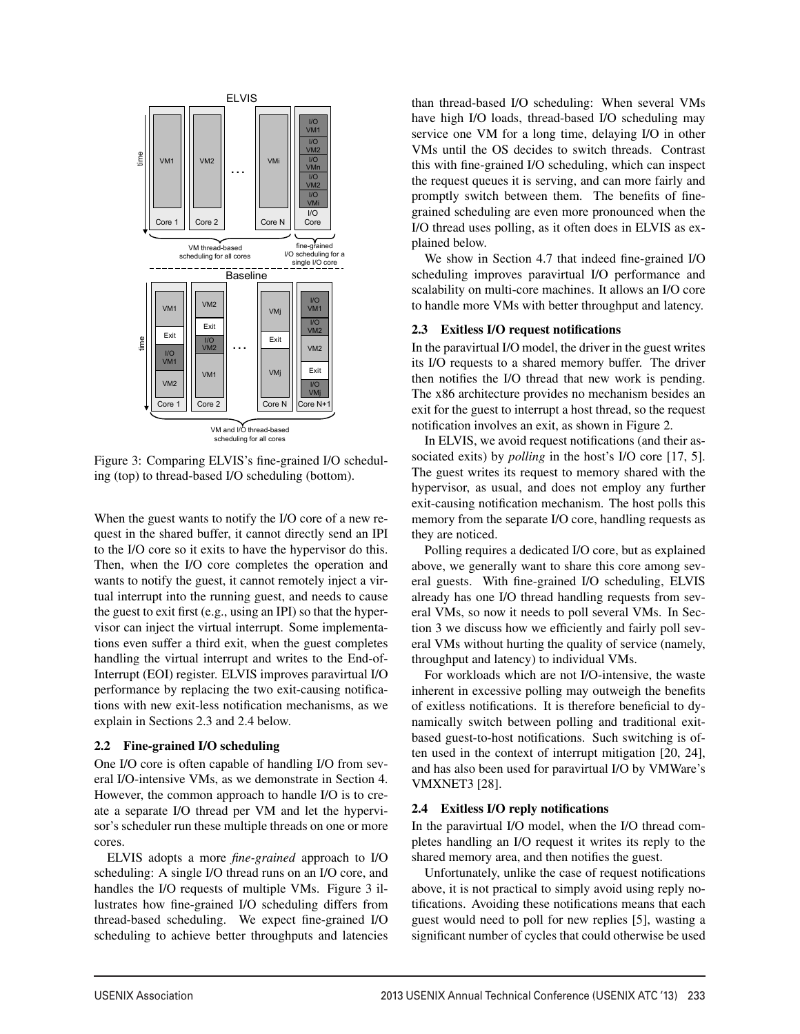Figure 3: Comparing ELVIS's fine-grained I/O scheduling (top) to thread-based I/O scheduling (bottom).

When the guest wants to notify the I/O core of a new request in the shared buffer, it cannot directly send an IPI to the I/O core so it exits to have the hypervisor do this. Then, when the I/O core completes the operation and wants to notify the guest, it cannot remotely inject a virtual interrupt into the running guest, and needs to cause the guest to exit first (e.g., using an IPI) so that the hypervisor can inject the virtual interrupt. Some implementations even suffer a third exit, when the guest completes handling the virtual interrupt and writes to the End-of-Interrupt (EOI) register. ELVIS improves paravirtual I/O performance by replacing the two exit-causing notifications with new exit-less notification mechanisms, as we explain in Sections 2.3 and 2.4 below.

### 2.2 Fine-grained I/O scheduling

One I/O core is often capable of handling I/O from several I/O-intensive VMs, as we demonstrate in Section 4. However, the common approach to handle I/O is to create a separate I/O thread per VM and let the hypervisor's scheduler run these multiple threads on one or more cores.

ELVIS adopts a more *fine-grained* approach to I/O scheduling: A single I/O thread runs on an I/O core, and handles the I/O requests of multiple VMs. Figure 3 illustrates how fine-grained I/O scheduling differs from thread-based scheduling. We expect fine-grained I/O scheduling to achieve better throughputs and latencies than thread-based I/O scheduling: When several VMs have high I/O loads, thread-based I/O scheduling may service one VM for a long time, delaying I/O in other VMs until the OS decides to switch threads. Contrast this with fine-grained I/O scheduling, which can inspect the request queues it is serving, and can more fairly and promptly switch between them. The benefits of fine-grained scheduling are even more pronounced when the I/O thread uses polling, as it often does in ELVIS as explained below.

We show in Section 4.7 that indeed fine-grained I/O scheduling improves paravirtual I/O performance and scalability on multi-core machines. It allows an I/O core to handle more VMs with better throughput and latency.

### 2.3 Exitless I/O request notifications

In the paravirtual I/O model, the driver in the guest writes its I/O requests to a shared memory buffer. The driver then notifies the I/O thread that new work is pending. The x86 architecture provides no mechanism besides an exit for the guest to interrupt a host thread, so the request notification involves an exit, as shown in Figure 2.

In ELVIS, we avoid request notifications (and their associated exits) by *polling* in the host's I/O core [17, 5]. The guest writes its request to memory shared with the hypervisor, as usual, and does not employ any further exit-causing notification mechanism. The host polls this memory from the separate I/O core, handling requests as they are noticed.

Polling requires a dedicated I/O core, but as explained above, we generally want to share this core among several guests. With fine-grained I/O scheduling, ELVIS already has one I/O thread handling requests from several VMs, so now it needs to poll several VMs. In Section 3 we discuss how we efficiently and fairly poll several VMs without hurting the quality of service (namely, throughput and latency) to individual VMs.

For workloads which are not I/O-intensive, the waste inherent in excessive polling may outweigh the benefits of exitless notifications. It is therefore beneficial to dynamically switch between polling and traditional exit-based guest-to-host notifications. Such switching is often used in the context of interrupt mitigation [20, 24], and has also been used for paravirtual I/O by VMWare's VMXNET3 [28].

### 2.4 Exitless I/O reply notifications

In the paravirtual I/O model, when the I/O thread completes handling an I/O request it writes its reply to the shared memory area, and then notifies the guest.

Unfortunately, unlike the case of request notifications above, it is not practical to simply avoid using reply notifications. Avoiding these notifications means that each guest would need to poll for new replies [5], wasting a significant number of cycles that could otherwise be used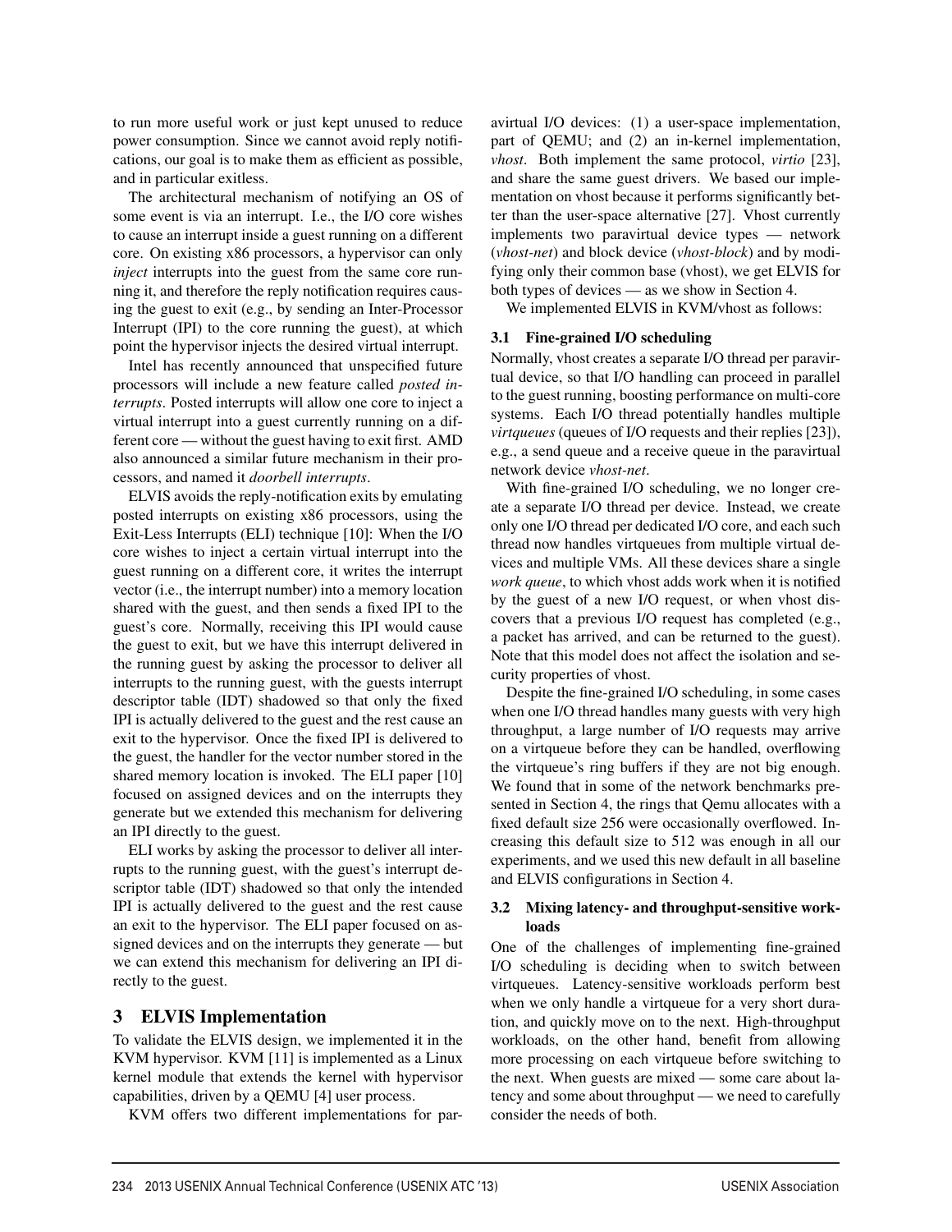to run more useful work or just kept unused to reduce power consumption. Since we cannot avoid reply notifications, our goal is to make them as efficient as possible, and in particular exitless.

The architectural mechanism of notifying an OS of some event is via an interrupt. I.e., the I/O core wishes to cause an interrupt inside a guest running on a different core. On existing x86 processors, a hypervisor can only *inject* interrupts into the guest from the same core running it, and therefore the reply notification requires causing the guest to exit (e.g., by sending an Inter-Processor Interrupt (IPI) to the core running the guest), at which point the hypervisor injects the desired virtual interrupt.

Intel has recently announced that unspecified future processors will include a new feature called *posted interrupts*. Posted interrupts will allow one core to inject a virtual interrupt into a guest currently running on a different core — without the guest having to exit first. AMD also announced a similar future mechanism in their processors, and named it *doorbell interrupts*.

ELVIS avoids the reply-notification exits by emulating posted interrupts on existing x86 processors, using the Exit-Less Interrupts (ELI) technique [10]: When the I/O core wishes to inject a certain virtual interrupt into the guest running on a different core, it writes the interrupt vector (i.e., the interrupt number) into a memory location shared with the guest, and then sends a fixed IPI to the guest's core. Normally, receiving this IPI would cause the guest to exit, but we have this interrupt delivered in the running guest by asking the processor to deliver all interrupts to the running guest, with the guests interrupt descriptor table (IDT) shadowed so that only the fixed IPI is actually delivered to the guest and the rest cause an exit to the hypervisor. Once the fixed IPI is delivered to the guest, the handler for the vector number stored in the shared memory location is invoked. The ELI paper [10] focused on assigned devices and on the interrupts they generate but we extended this mechanism for delivering an IPI directly to the guest.

ELI works by asking the processor to deliver all interrupts to the running guest, with the guest's interrupt descriptor table (IDT) shadowed so that only the intended IPI is actually delivered to the guest and the rest cause an exit to the hypervisor. The ELI paper focused on assigned devices and on the interrupts they generate — but we can extend this mechanism for delivering an IPI directly to the guest.

# 3 ELVIS Implementation

To validate the ELVIS design, we implemented it in the KVM hypervisor. KVM [11] is implemented as a Linux kernel module that extends the kernel with hypervisor capabilities, driven by a QEMU [4] user process.

KVM offers two different implementations for paravirtual I/O devices: (1) a user-space implementation, part of QEMU; and (2) an in-kernel implementation, *vhost*. Both implement the same protocol, *virtio* [23], and share the same guest drivers. We based our implementation on vhost because it performs significantly better than the user-space alternative [27]. Vhost currently implements two paravirtual device types — network (*vhost-net*) and block device (*vhost-block*) and by modifying only their common base (vhost), we get ELVIS for both types of devices — as we show in Section 4.

We implemented ELVIS in KVM/vhost as follows:

## 3.1 Fine-grained I/O scheduling

Normally, vhost creates a separate I/O thread per paravirtual device, so that I/O handling can proceed in parallel to the guest running, boosting performance on multi-core systems. Each I/O thread potentially handles multiple *virtqueues* (queues of I/O requests and their replies [23]), e.g., a send queue and a receive queue in the paravirtual network device *vhost-net*.

With fine-grained I/O scheduling, we no longer create a separate I/O thread per device. Instead, we create only one I/O thread per dedicated I/O core, and each such thread now handles virtqueues from multiple virtual devices and multiple VMs. All these devices share a single *work queue*, to which vhost adds work when it is notified by the guest of a new I/O request, or when vhost discovers that a previous I/O request has completed (e.g., a packet has arrived, and can be returned to the guest). Note that this model does not affect the isolation and security properties of vhost.

Despite the fine-grained I/O scheduling, in some cases when one I/O thread handles many guests with very high throughput, a large number of I/O requests may arrive on a virtqueue before they can be handled, overflowing the virtqueue's ring buffers if they are not big enough. We found that in some of the network benchmarks presented in Section 4, the rings that Qemu allocates with a fixed default size 256 were occasionally overflowed. Increasing this default size to 512 was enough in all our experiments, and we used this new default in all baseline and ELVIS configurations in Section 4.

## 3.2 Mixing latency- and throughput-sensitive workloads

One of the challenges of implementing fine-grained I/O scheduling is deciding when to switch between virtqueues. Latency-sensitive workloads perform best when we only handle a virtqueue for a very short duration, and quickly move on to the next. High-throughput workloads, on the other hand, benefit from allowing more processing on each virtqueue before switching to the next. When guests are mixed — some care about latency and some about throughput — we need to carefully consider the needs of both.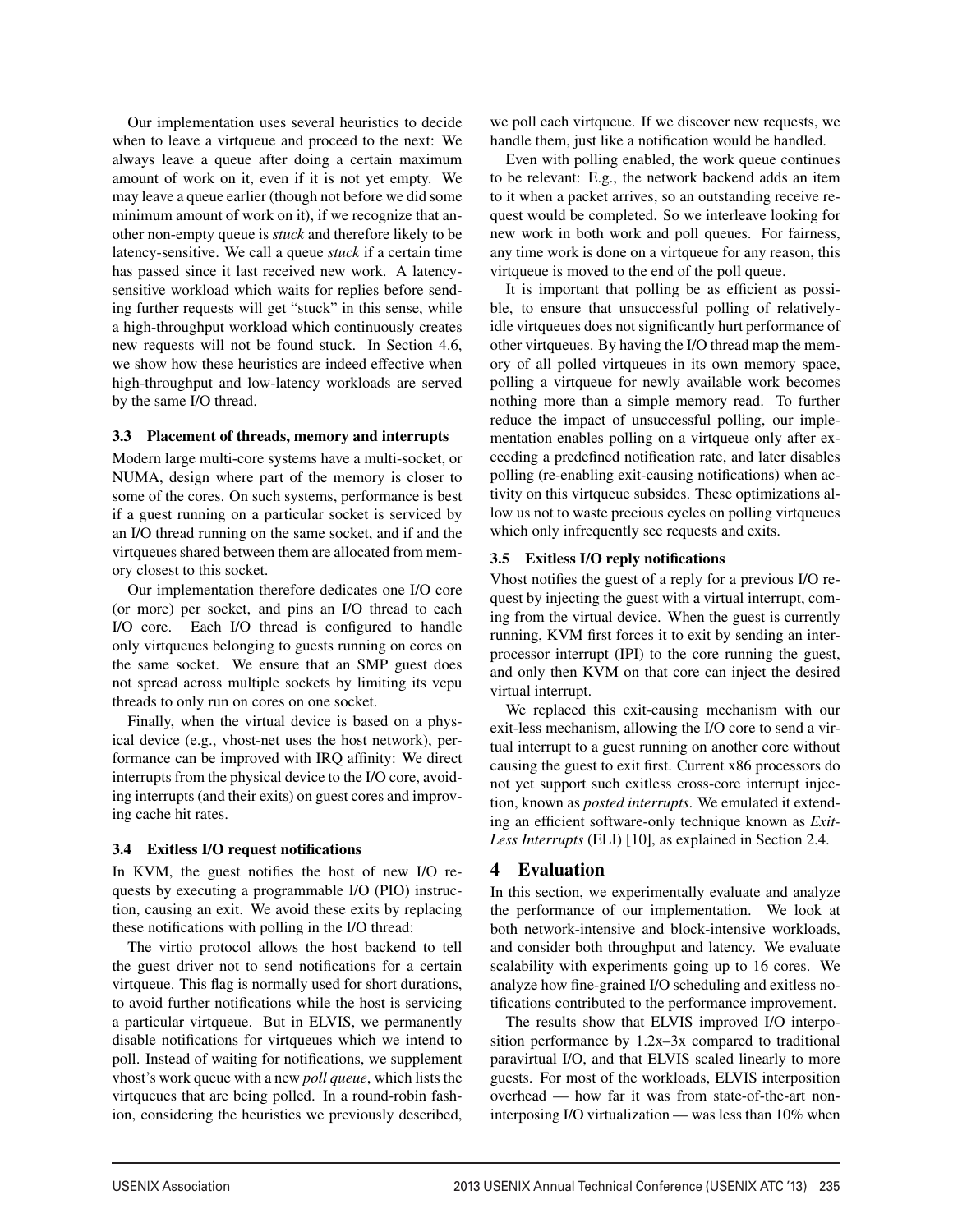Our implementation uses several heuristics to decide when to leave a virtqueue and proceed to the next: We always leave a queue after doing a certain maximum amount of work on it, even if it is not yet empty. We may leave a queue earlier (though not before we did some minimum amount of work on it), if we recognize that another non-empty queue is *stuck* and therefore likely to be latency-sensitive. We call a queue *stuck* if a certain time has passed since it last received new work. A latency-sensitive workload which waits for replies before sending further requests will get "stuck" in this sense, while a high-throughput workload which continuously creates new requests will not be found stuck. In Section 4.6, we show how these heuristics are indeed effective when high-throughput and low-latency workloads are served by the same I/O thread.

### 3.3 Placement of threads, memory and interrupts

Modern large multi-core systems have a multi-socket, or NUMA, design where part of the memory is closer to some of the cores. On such systems, performance is best if a guest running on a particular socket is serviced by an I/O thread running on the same socket, and if and the virtqueues shared between them are allocated from memory closest to this socket.

Our implementation therefore dedicates one I/O core (or more) per socket, and pins an I/O thread to each I/O core. Each I/O thread is configured to handle only virtqueues belonging to guests running on cores on the same socket. We ensure that an SMP guest does not spread across multiple sockets by limiting its vcpu threads to only run on cores on one socket.

Finally, when the virtual device is based on a physical device (e.g., vhost-net uses the host network), performance can be improved with IRQ affinity: We direct interrupts from the physical device to the I/O core, avoiding interrupts (and their exits) on guest cores and improving cache hit rates.

### 3.4 Exitless I/O request notifications

In KVM, the guest notifies the host of new I/O requests by executing a programmable I/O (PIO) instruction, causing an exit. We avoid these exits by replacing these notifications with polling in the I/O thread:

The virtio protocol allows the host backend to tell the guest driver not to send notifications for a certain virtqueue. This flag is normally used for short durations, to avoid further notifications while the host is servicing a particular virtqueue. But in ELVIS, we permanently disable notifications for virtqueues which we intend to poll. Instead of waiting for notifications, we supplement vhost's work queue with a new *poll queue*, which lists the virtqueues that are being polled. In a round-robin fashion, considering the heuristics we previously described, we poll each virtqueue. If we discover new requests, we handle them, just like a notification would be handled.

Even with polling enabled, the work queue continues to be relevant: E.g., the network backend adds an item to it when a packet arrives, so an outstanding receive request would be completed. So we interleave looking for new work in both work and poll queues. For fairness, any time work is done on a virtqueue for any reason, this virtqueue is moved to the end of the poll queue.

It is important that polling be as efficient as possible, to ensure that unsuccessful polling of relatively-idle virtqueues does not significantly hurt performance of other virtqueues. By having the I/O thread map the memory of all polled virtqueues in its own memory space, polling a virtqueue for newly available work becomes nothing more than a simple memory read. To further reduce the impact of unsuccessful polling, our implementation enables polling on a virtqueue only after exceeding a predefined notification rate, and later disables polling (re-enabling exit-causing notifications) when activity on this virtqueue subsides. These optimizations allow us not to waste precious cycles on polling virtqueues which only infrequently see requests and exits.

### 3.5 Exitless I/O reply notifications

Vhost notifies the guest of a reply for a previous I/O request by injecting the guest with a virtual interrupt, coming from the virtual device. When the guest is currently running, KVM first forces it to exit by sending an inter-processor interrupt (IPI) to the core running the guest, and only then KVM on that core can inject the desired virtual interrupt.

We replaced this exit-causing mechanism with our exit-less mechanism, allowing the I/O core to send a virtual interrupt to a guest running on another core without causing the guest to exit first. Current x86 processors do not yet support such exitless cross-core interrupt injection, known as *posted interrupts*. We emulated it extending an efficient software-only technique known as *Exit-Less Interrupts* (ELI) [10], as explained in Section 2.4.

## 4 Evaluation

In this section, we experimentally evaluate and analyze the performance of our implementation. We look at both network-intensive and block-intensive workloads, and consider both throughput and latency. We evaluate scalability with experiments going up to 16 cores. We analyze how fine-grained I/O scheduling and exitless notifications contributed to the performance improvement.

The results show that ELVIS improved I/O interposition performance by 1.2x–3x compared to traditional paravirtual I/O, and that ELVIS scaled linearly to more guests. For most of the workloads, ELVIS interposition overhead — how far it was from state-of-the-art non-interposing I/O virtualization — was less than 10% when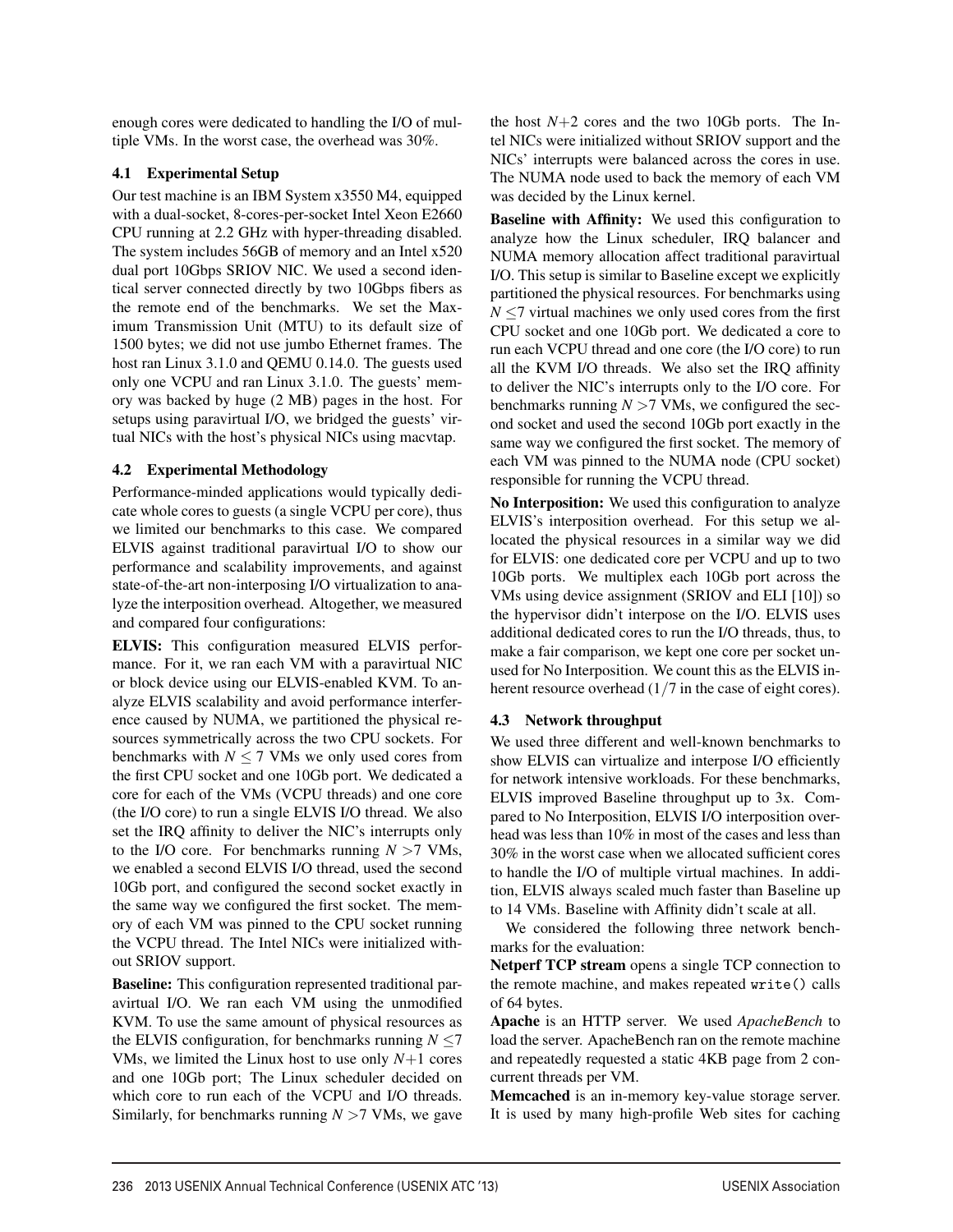enough cores were dedicated to handling the I/O of multiple VMs. In the worst case, the overhead was 30%.

### 4.1 Experimental Setup

Our test machine is an IBM System x3550 M4, equipped with a dual-socket, 8-cores-per-socket Intel Xeon E2660 CPU running at 2.2 GHz with hyper-threading disabled. The system includes 56GB of memory and an Intel x520 dual port 10Gbps SRIOV NIC. We used a second identical server connected directly by two 10Gbps fibers as the remote end of the benchmarks. We set the Maximum Transmission Unit (MTU) to its default size of 1500 bytes; we did not use jumbo Ethernet frames. The host ran Linux 3.1.0 and QEMU 0.14.0. The guests used only one VCPU and ran Linux 3.1.0. The guests' memory was backed by huge (2 MB) pages in the host. For setups using paravirtual I/O, we bridged the guests' virtual NICs with the host's physical NICs using macvtap.

### 4.2 Experimental Methodology

Performance-minded applications would typically dedicate whole cores to guests (a single VCPU per core), thus we limited our benchmarks to this case. We compared ELVIS against traditional paravirtual I/O to show our performance and scalability improvements, and against state-of-the-art non-interposing I/O virtualization to analyze the interposition overhead. Altogether, we measured and compared four configurations:

**ELVIS:** This configuration measured ELVIS performance. For it, we ran each VM with a paravirtual NIC or block device using our ELVIS-enabled KVM. To analyze ELVIS scalability and avoid performance interference caused by NUMA, we partitioned the physical resources symmetrically across the two CPU sockets. For benchmarks with $N \leq 7$ VMs we only used cores from the first CPU socket and one 10Gb port. We dedicated a core for each of the VMs (VCPU threads) and one core (the I/O core) to run a single ELVIS I/O thread. We also set the IRQ affinity to deliver the NIC's interrupts only to the I/O core. For benchmarks running $N > 7$ VMs, we enabled a second ELVIS I/O thread, used the second 10Gb port, and configured the second socket exactly in the same way we configured the first socket. The memory of each VM was pinned to the CPU socket running the VCPU thread. The Intel NICs were initialized without SRIOV support.

**Baseline:** This configuration represented traditional paravirtual I/O. We ran each VM using the unmodified KVM. To use the same amount of physical resources as the ELVIS configuration, for benchmarks running $N \leq 7$ VMs, we limited the Linux host to use only $N+1$ cores and one 10Gb port; The Linux scheduler decided on which core to run each of the VCPU and I/O threads. Similarly, for benchmarks running $N > 7$ VMs, we gave the host $N+2$ cores and the two 10Gb ports. The Intel NICs were initialized without SRIOV support and the NICs' interrupts were balanced across the cores in use. The NUMA node used to back the memory of each VM was decided by the Linux kernel.

**Baseline with Affinity:** We used this configuration to analyze how the Linux scheduler, IRQ balancer and NUMA memory allocation affect traditional paravirtual I/O. This setup is similar to Baseline except we explicitly partitioned the physical resources. For benchmarks using $N \leq 7$ virtual machines we only used cores from the first CPU socket and one 10Gb port. We dedicated a core to run each VCPU thread and one core (the I/O core) to run all the KVM I/O threads. We also set the IRQ affinity to deliver the NIC's interrupts only to the I/O core. For benchmarks running $N > 7$ VMs, we configured the second socket and used the second 10Gb port exactly in the same way we configured the first socket. The memory of each VM was pinned to the NUMA node (CPU socket) responsible for running the VCPU thread.

**No Interposition:** We used this configuration to analyze ELVIS's interposition overhead. For this setup we allocated the physical resources in a similar way we did for ELVIS: one dedicated core per VCPU and up to two 10Gb ports. We multiplex each 10Gb port across the VMs using device assignment (SRIOV and ELI [10]) so the hypervisor didn't interpose on the I/O. ELVIS uses additional dedicated cores to run the I/O threads, thus, to make a fair comparison, we kept one core per socket unused for No Interposition. We count this as the ELVIS inherent resource overhead ($1/7$ in the case of eight cores).

### 4.3 Network throughput

We used three different and well-known benchmarks to show ELVIS can virtualize and interpose I/O efficiently for network intensive workloads. For these benchmarks, ELVIS improved Baseline throughput up to 3x. Compared to No Interposition, ELVIS I/O interposition overhead was less than 10% in most of the cases and less than 30% in the worst case when we allocated sufficient cores to handle the I/O of multiple virtual machines. In addition, ELVIS always scaled much faster than Baseline up to 14 VMs. Baseline with Affinity didn't scale at all.

We considered the following three network benchmarks for the evaluation:

**Netperf TCP stream** opens a single TCP connection to the remote machine, and makes repeated `write()` calls of 64 bytes.

**Apache** is an HTTP server. We used *ApacheBench* to load the server. ApacheBench ran on the remote machine and repeatedly requested a static 4KB page from 2 concurrent threads per VM.

**Memcached** is an in-memory key-value storage server. It is used by many high-profile Web sites for caching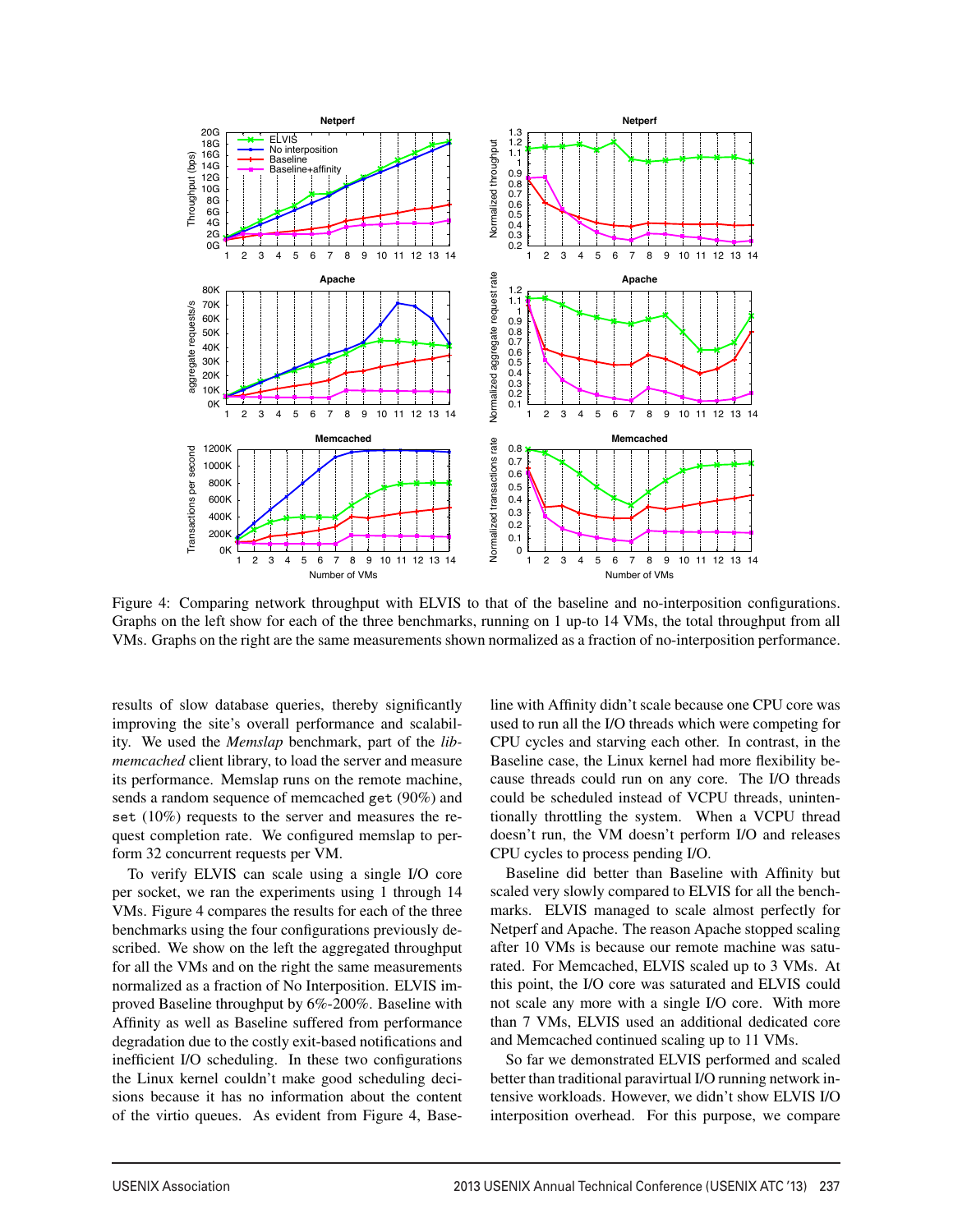Figure 4: Comparing network throughput with ELVIS to that of the baseline and no-interposition configurations. Graphs on the left show for each of the three benchmarks, running on 1 up-to 14 VMs, the total throughput from all VMs. Graphs on the right are the same measurements shown normalized as a fraction of no-interposition performance.

results of slow database queries, thereby significantly improving the site's overall performance and scalability. We used the *Memslap* benchmark, part of the *libmemcached* client library, to load the server and measure its performance. Memslap runs on the remote machine, sends a random sequence of memcached `get` (90%) and `set` (10%) requests to the server and measures the request completion rate. We configured memslap to perform 32 concurrent requests per VM.

To verify ELVIS can scale using a single I/O core per socket, we ran the experiments using 1 through 14 VMs. Figure 4 compares the results for each of the three benchmarks using the four configurations previously described. We show on the left the aggregated throughput for all the VMs and on the right the same measurements normalized as a fraction of No Interposition. ELVIS improved Baseline throughput by 6%-200%. Baseline with Affinity as well as Baseline suffered from performance degradation due to the costly exit-based notifications and inefficient I/O scheduling. In these two configurations the Linux kernel couldn't make good scheduling decisions because it has no information about the content of the virtio queues. As evident from Figure 4, Baseline with Affinity didn't scale because one CPU core was used to run all the I/O threads which were competing for CPU cycles and starving each other. In contrast, in the Baseline case, the Linux kernel had more flexibility because threads could run on any core. The I/O threads could be scheduled instead of VCPU threads, unintentionally throttling the system. When a VCPU thread doesn't run, the VM doesn't perform I/O and releases CPU cycles to process pending I/O.

Baseline did better than Baseline with Affinity but scaled very slowly compared to ELVIS for all the benchmarks. ELVIS managed to scale almost perfectly for Netperf and Apache. The reason Apache stopped scaling after 10 VMs is because our remote machine was saturated. For Memcached, ELVIS scaled up to 3 VMs. At this point, the I/O core was saturated and ELVIS could not scale any more with a single I/O core. With more than 7 VMs, ELVIS used an additional dedicated core and Memcached continued scaling up to 11 VMs.

So far we demonstrated ELVIS performed and scaled better than traditional paravirtual I/O running network intensive workloads. However, we didn't show ELVIS I/O interposition overhead. For this purpose, we compare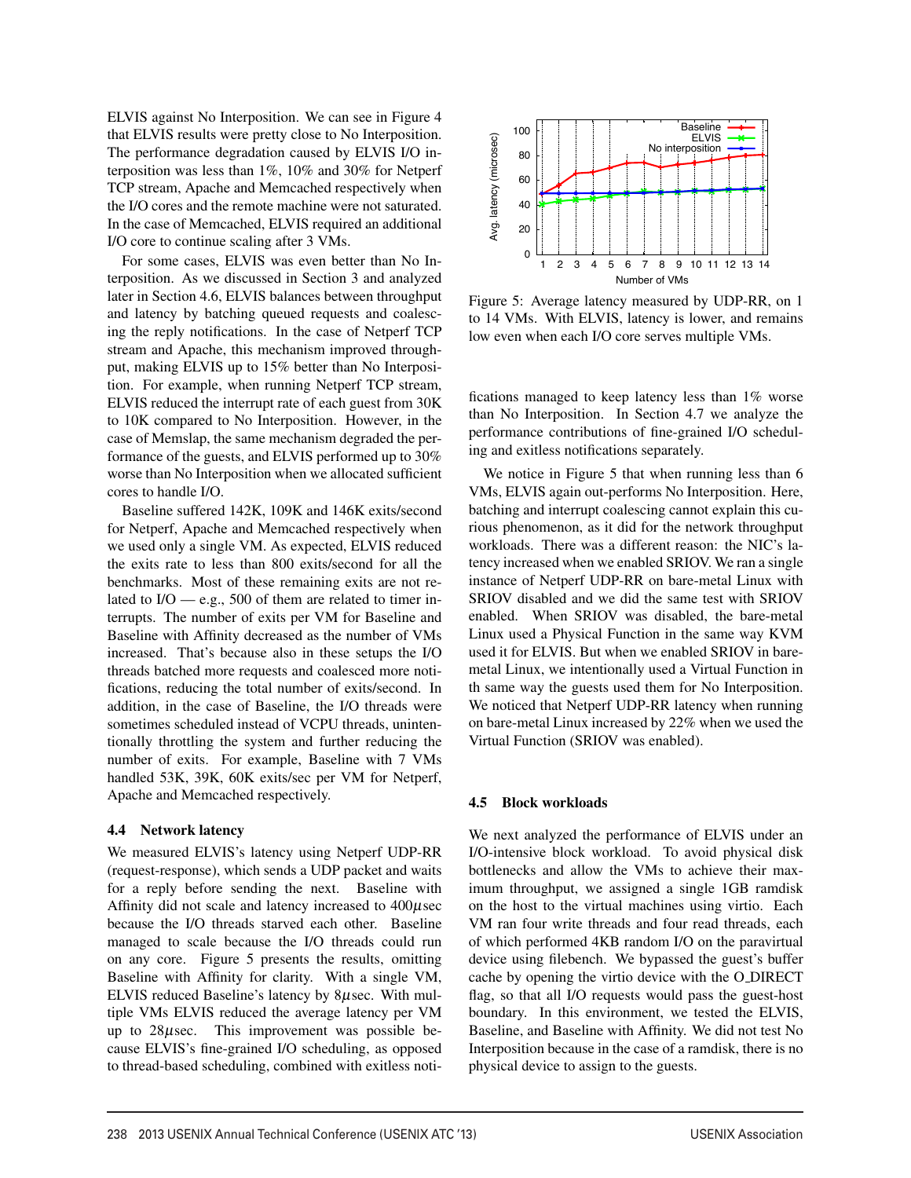ELVIS against No Interposition. We can see in Figure 4 that ELVIS results were pretty close to No Interposition. The performance degradation caused by ELVIS I/O interposition was less than 1%, 10% and 30% for Netperf TCP stream, Apache and Memcached respectively when the I/O cores and the remote machine were not saturated. In the case of Memcached, ELVIS required an additional I/O core to continue scaling after 3 VMs.

For some cases, ELVIS was even better than No Interposition. As we discussed in Section 3 and analyzed later in Section 4.6, ELVIS balances between throughput and latency by batching queued requests and coalescing the reply notifications. In the case of Netperf TCP stream and Apache, this mechanism improved throughput, making ELVIS up to 15% better than No Interposition. For example, when running Netperf TCP stream, ELVIS reduced the interrupt rate of each guest from 30K to 10K compared to No Interposition. However, in the case of Memslap, the same mechanism degraded the performance of the guests, and ELVIS performed up to 30% worse than No Interposition when we allocated sufficient cores to handle I/O.

Baseline suffered 142K, 109K and 146K exits/second for Netperf, Apache and Memcached respectively when we used only a single VM. As expected, ELVIS reduced the exits rate to less than 800 exits/second for all the benchmarks. Most of these remaining exits are not related to I/O — e.g., 500 of them are related to timer interrupts. The number of exits per VM for Baseline and Baseline with Affinity decreased as the number of VMs increased. That's because also in these setups the I/O threads batched more requests and coalesced more notifications, reducing the total number of exits/second. In addition, in the case of Baseline, the I/O threads were sometimes scheduled instead of VCPU threads, unintentionally throttling the system and further reducing the number of exits. For example, Baseline with 7 VMs handled 53K, 39K, 60K exits/sec per VM for Netperf, Apache and Memcached respectively.

### 4.4 Network latency

We measured ELVIS's latency using Netperf UDP-RR (request-response), which sends a UDP packet and waits for a reply before sending the next. Baseline with Affinity did not scale and latency increased to 400$\mu$sec because the I/O threads starved each other. Baseline managed to scale because the I/O threads could run on any core. Figure 5 presents the results, omitting Baseline with Affinity for clarity. With a single VM, ELVIS reduced Baseline's latency by 8$\mu$sec. With multiple VMs ELVIS reduced the average latency per VM up to 28$\mu$sec. This improvement was possible because ELVIS's fine-grained I/O scheduling, as opposed to thread-based scheduling, combined with exitless notifications managed to keep latency less than 1% worse than No Interposition. In Section 4.7 we analyze the performance contributions of fine-grained I/O scheduling and exitless notifications separately.

Figure 5: Average latency measured by UDP-RR, on 1 to 14 VMs. With ELVIS, latency is lower, and remains low even when each I/O core serves multiple VMs.

We notice in Figure 5 that when running less than 6 VMs, ELVIS again out-performs No Interposition. Here, batching and interrupt coalescing cannot explain this curious phenomenon, as it did for the network throughput workloads. There was a different reason: the NIC's latency increased when we enabled SRIOV. We ran a single instance of Netperf UDP-RR on bare-metal Linux with SRIOV disabled and we did the same test with SRIOV enabled. When SRIOV was disabled, the bare-metal Linux used a Physical Function in the same way KVM used it for ELVIS. But when we enabled SRIOV in bare-metal Linux, we intentionally used a Virtual Function in th same way the guests used them for No Interposition. We noticed that Netperf UDP-RR latency when running on bare-metal Linux increased by 22% when we used the Virtual Function (SRIOV was enabled).

### 4.5 Block workloads

We next analyzed the performance of ELVIS under an I/O-intensive block workload. To avoid physical disk bottlenecks and allow the VMs to achieve their maximum throughput, we assigned a single 1GB ramdisk on the host to the virtual machines using virtio. Each VM ran four write threads and four read threads, each of which performed 4KB random I/O on the paravirtual device using filebench. We bypassed the guest's buffer cache by opening the virtio device with the O_DIRECT flag, so that all I/O requests would pass the guest-host boundary. In this environment, we tested the ELVIS, Baseline, and Baseline with Affinity. We did not test No Interposition because in the case of a ramdisk, there is no physical device to assign to the guests.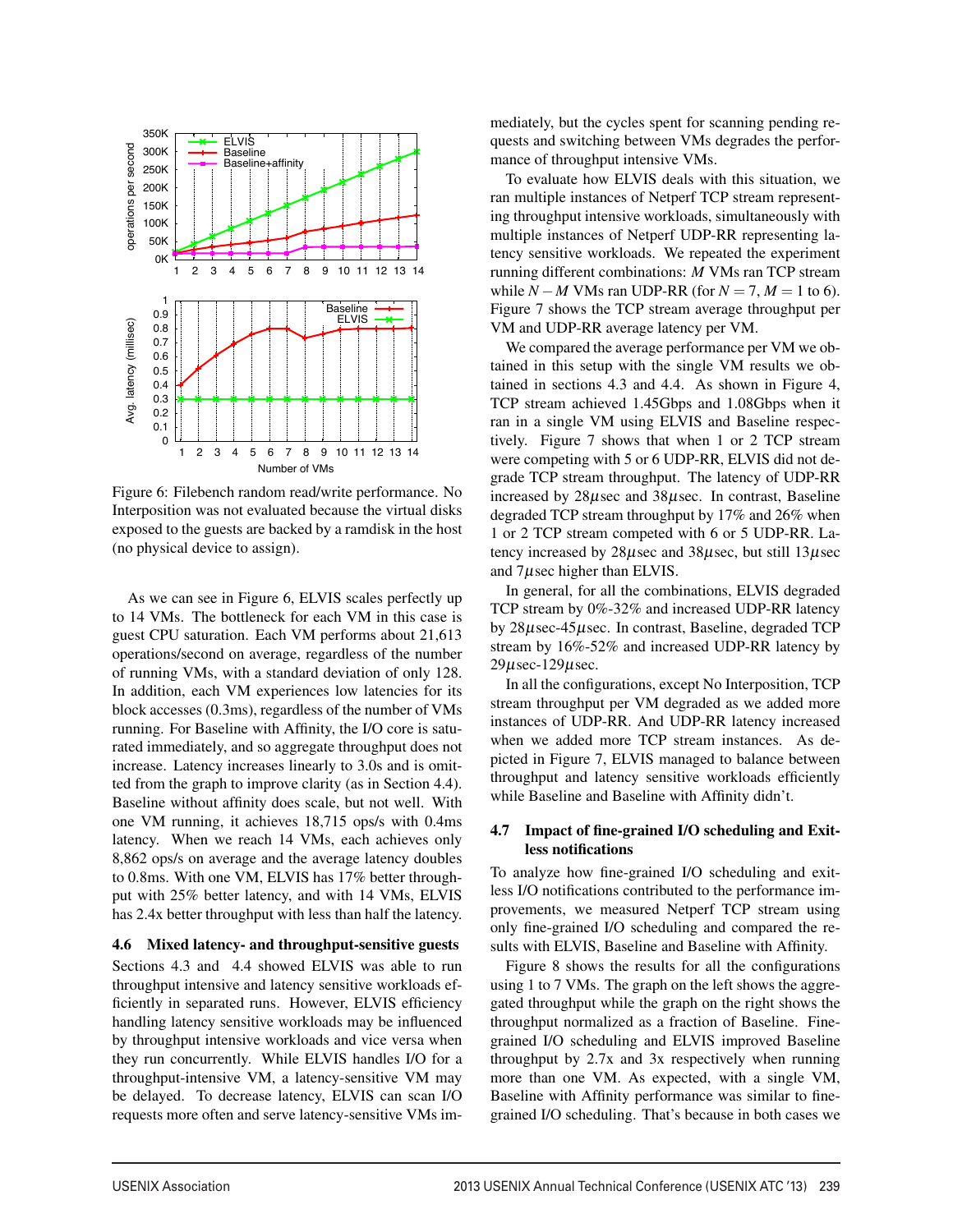Figure 6: Filebench random read/write performance. No Interposition was not evaluated because the virtual disks exposed to the guests are backed by a ramdisk in the host (no physical device to assign).

As we can see in Figure 6, ELVIS scales perfectly up to 14 VMs. The bottleneck for each VM in this case is guest CPU saturation. Each VM performs about 21,613 operations/second on average, regardless of the number of running VMs, with a standard deviation of only 128. In addition, each VM experiences low latencies for its block accesses (0.3ms), regardless of the number of VMs running. For Baseline with Affinity, the I/O core is saturated immediately, and so aggregate throughput does not increase. Latency increases linearly to 3.0s and is omitted from the graph to improve clarity (as in Section 4.4). Baseline without affinity does scale, but not well. With one VM running, it achieves 18,715 ops/s with 0.4ms latency. When we reach 14 VMs, each achieves only 8,862 ops/s on average and the average latency doubles to 0.8ms. With one VM, ELVIS has 17% better throughput with 25% better latency, and with 14 VMs, ELVIS has 2.4x better throughput with less than half the latency.

### 4.6 Mixed latency- and throughput-sensitive guests

Sections 4.3 and 4.4 showed ELVIS was able to run throughput intensive and latency sensitive workloads efficiently in separated runs. However, ELVIS efficiency handling latency sensitive workloads may be influenced by throughput intensive workloads and vice versa when they run concurrently. While ELVIS handles I/O for a throughput-intensive VM, a latency-sensitive VM may be delayed. To decrease latency, ELVIS can scan I/O requests more often and serve latency-sensitive VMs immediately, but the cycles spent for scanning pending requests and switching between VMs degrades the performance of throughput intensive VMs.

To evaluate how ELVIS deals with this situation, we ran multiple instances of Netperf TCP stream representing throughput intensive workloads, simultaneously with multiple instances of Netperf UDP-RR representing latency sensitive workloads. We repeated the experiment running different combinations: $M$ VMs ran TCP stream while $N-M$ VMs ran UDP-RR (for $N=7$, $M=1$ to 6). Figure 7 shows the TCP stream average throughput per VM and UDP-RR average latency per VM.

We compared the average performance per VM we obtained in this setup with the single VM results we obtained in sections 4.3 and 4.4. As shown in Figure 4, TCP stream achieved 1.45Gbps and 1.08Gbps when it ran in a single VM using ELVIS and Baseline respectively. Figure 7 shows that when 1 or 2 TCP stream were competing with 5 or 6 UDP-RR, ELVIS did not degrade TCP stream throughput. The latency of UDP-RR increased by 28$\mu$sec and 38$\mu$sec. In contrast, Baseline degraded TCP stream throughput by 17% and 26% when 1 or 2 TCP stream competed with 6 or 5 UDP-RR. Latency increased by 28$\mu$sec and 38$\mu$sec, but still 13$\mu$sec and 7$\mu$sec higher than ELVIS.

In general, for all the combinations, ELVIS degraded TCP stream by 0%-32% and increased UDP-RR latency by 28$\mu$sec-45$\mu$sec. In contrast, Baseline, degraded TCP stream by 16%-52% and increased UDP-RR latency by 29$\mu$sec-129$\mu$sec.

In all the configurations, except No Interposition, TCP stream throughput per VM degraded as we added more instances of UDP-RR. And UDP-RR latency increased when we added more TCP stream instances. As depicted in Figure 7, ELVIS managed to balance between throughput and latency sensitive workloads efficiently while Baseline and Baseline with Affinity didn't.

### 4.7 Impact of fine-grained I/O scheduling and Exitless notifications

To analyze how fine-grained I/O scheduling and exitless I/O notifications contributed to the performance improvements, we measured Netperf TCP stream using only fine-grained I/O scheduling and compared the results with ELVIS, Baseline and Baseline with Affinity.

Figure 8 shows the results for all the configurations using 1 to 7 VMs. The graph on the left shows the aggregated throughput while the graph on the right shows the throughput normalized as a fraction of Baseline. Fine-grained I/O scheduling and ELVIS improved Baseline throughput by 2.7x and 3x respectively when running more than one VM. As expected, with a single VM, Baseline with Affinity performance was similar to fine-grained I/O scheduling. That's because in both cases we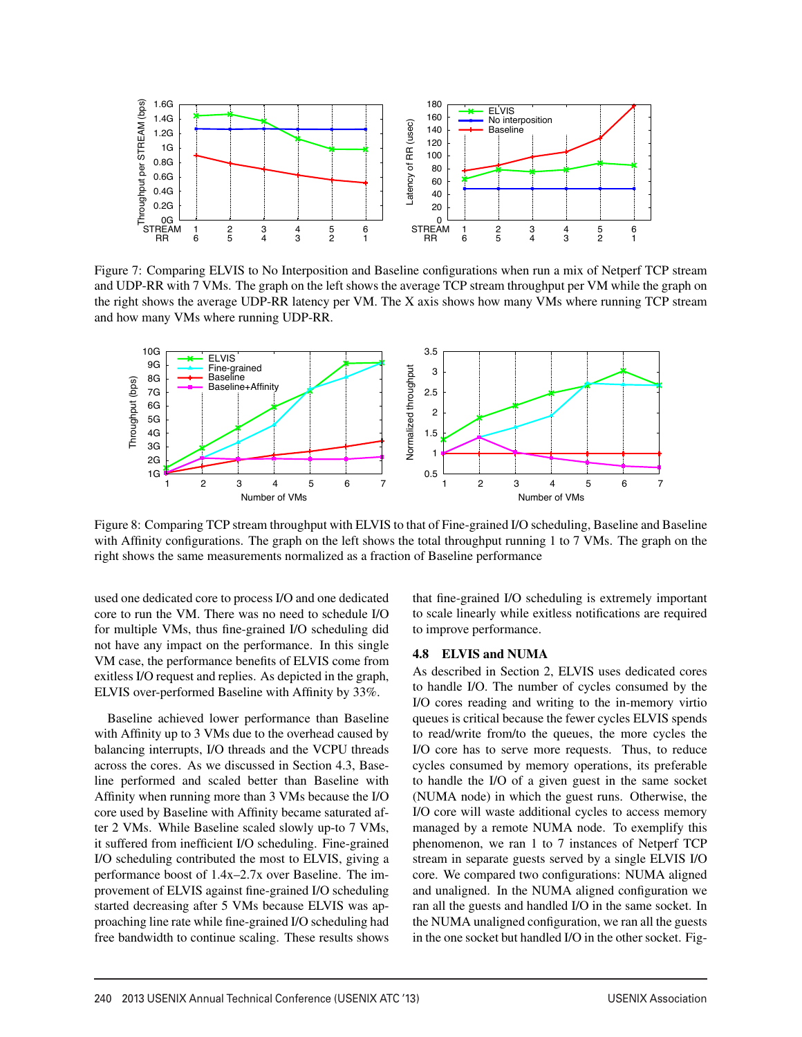Figure 7: Comparing ELVIS to No Interposition and Baseline configurations when run a mix of Netperf TCP stream and UDP-RR with 7 VMs. The graph on the left shows the average TCP stream throughput per VM while the graph on the right shows the average UDP-RR latency per VM. The X axis shows how many VMs where running TCP stream and how many VMs where running UDP-RR.

Figure 8: Comparing TCP stream throughput with ELVIS to that of Fine-grained I/O scheduling, Baseline and Baseline with Affinity configurations. The graph on the left shows the total throughput running 1 to 7 VMs. The graph on the right shows the same measurements normalized as a fraction of Baseline performance

used one dedicated core to process I/O and one dedicated core to run the VM. There was no need to schedule I/O for multiple VMs, thus fine-grained I/O scheduling did not have any impact on the performance. In this single VM case, the performance benefits of ELVIS come from exitless I/O request and replies. As depicted in the graph, ELVIS over-performed Baseline with Affinity by 33%.

Baseline achieved lower performance than Baseline with Affinity up to 3 VMs due to the overhead caused by balancing interrupts, I/O threads and the VCPU threads across the cores. As we discussed in Section 4.3, Baseline performed and scaled better than Baseline with Affinity when running more than 3 VMs because the I/O core used by Baseline with Affinity became saturated after 2 VMs. While Baseline scaled slowly up-to 7 VMs, it suffered from inefficient I/O scheduling. Fine-grained I/O scheduling contributed the most to ELVIS, giving a performance boost of 1.4x–2.7x over Baseline. The improvement of ELVIS against fine-grained I/O scheduling started decreasing after 5 VMs because ELVIS was approaching line rate while fine-grained I/O scheduling had free bandwidth to continue scaling. These results shows that fine-grained I/O scheduling is extremely important to scale linearly while exitless notifications are required to improve performance.

### 4.8 ELVIS and NUMA

As described in Section 2, ELVIS uses dedicated cores to handle I/O. The number of cycles consumed by the I/O cores reading and writing to the in-memory virtio queues is critical because the fewer cycles ELVIS spends to read/write from/to the queues, the more cycles the I/O core has to serve more requests. Thus, to reduce cycles consumed by memory operations, its preferable to handle the I/O of a given guest in the same socket (NUMA node) in which the guest runs. Otherwise, the I/O core will waste additional cycles to access memory managed by a remote NUMA node. To exemplify this phenomenon, we ran 1 to 7 instances of Netperf TCP stream in separate guests served by a single ELVIS I/O core. We compared two configurations: NUMA aligned and unaligned. In the NUMA aligned configuration we ran all the guests and handled I/O in the same socket. In the NUMA unaligned configuration, we ran all the guests in the one socket but handled I/O in the other socket. Fig-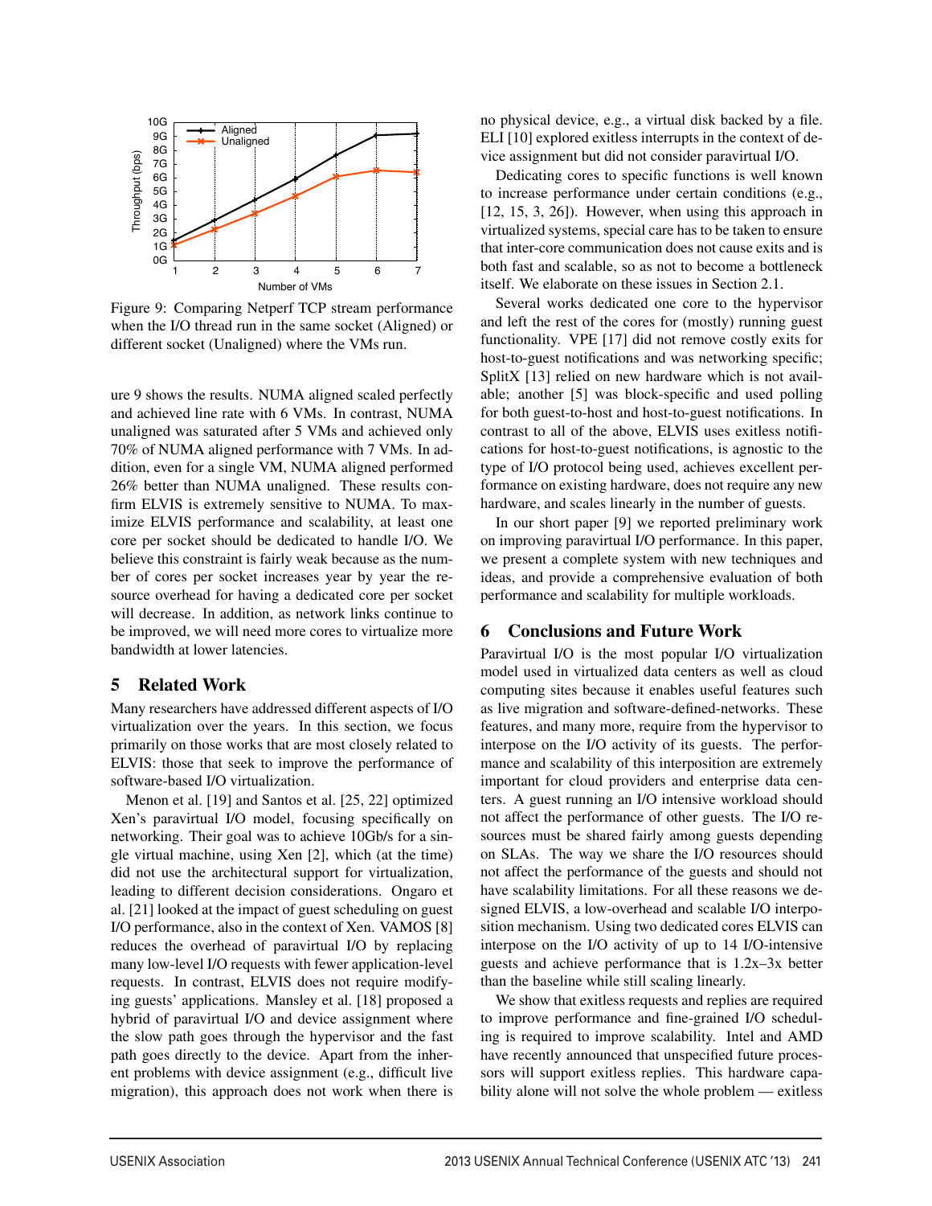Figure 9: Comparing Netperf TCP stream performance when the I/O thread run in the same socket (Aligned) or different socket (Unaligned) where the VMs run.

ure 9 shows the results. NUMA aligned scaled perfectly and achieved line rate with 6 VMs. In contrast, NUMA unaligned was saturated after 5 VMs and achieved only 70% of NUMA aligned performance with 7 VMs. In addition, even for a single VM, NUMA aligned performed 26% better than NUMA unaligned. These results confirm ELVIS is extremely sensitive to NUMA. To maximize ELVIS performance and scalability, at least one core per socket should be dedicated to handle I/O. We believe this constraint is fairly weak because as the number of cores per socket increases year by year the resource overhead for having a dedicated core per socket will decrease. In addition, as network links continue to be improved, we will need more cores to virtualize more bandwidth at lower latencies.

## 5 Related Work

Many researchers have addressed different aspects of I/O virtualization over the years. In this section, we focus primarily on those works that are most closely related to ELVIS: those that seek to improve the performance of software-based I/O virtualization.

Menon et al. [19] and Santos et al. [25, 22] optimized Xen's paravirtual I/O model, focusing specifically on networking. Their goal was to achieve 10Gb/s for a single virtual machine, using Xen [2], which (at the time) did not use the architectural support for virtualization, leading to different decision considerations. Ongaro et al. [21] looked at the impact of guest scheduling on guest I/O performance, also in the context of Xen. VAMOS [8] reduces the overhead of paravirtual I/O by replacing many low-level I/O requests with fewer application-level requests. In contrast, ELVIS does not require modifying guests' applications. Mansley et al. [18] proposed a hybrid of paravirtual I/O and device assignment where the slow path goes through the hypervisor and the fast path goes directly to the device. Apart from the inherent problems with device assignment (e.g., difficult live migration), this approach does not work when there is no physical device, e.g., a virtual disk backed by a file. ELI [10] explored exitless interrupts in the context of device assignment but did not consider paravirtual I/O.

Dedicating cores to specific functions is well known to increase performance under certain conditions (e.g., [12, 15, 3, 26]). However, when using this approach in virtualized systems, special care has to be taken to ensure that inter-core communication does not cause exits and is both fast and scalable, so as not to become a bottleneck itself. We elaborate on these issues in Section 2.1.

Several works dedicated one core to the hypervisor and left the rest of the cores for (mostly) running guest functionality. VPE [17] did not remove costly exits for host-to-guest notifications and was networking specific; SplitX [13] relied on new hardware which is not available; another [5] was block-specific and used polling for both guest-to-host and host-to-guest notifications. In contrast to all of the above, ELVIS uses exitless notifications for host-to-guest notifications, is agnostic to the type of I/O protocol being used, achieves excellent performance on existing hardware, does not require any new hardware, and scales linearly in the number of guests.

In our short paper [9] we reported preliminary work on improving paravirtual I/O performance. In this paper, we present a complete system with new techniques and ideas, and provide a comprehensive evaluation of both performance and scalability for multiple workloads.

## 6 Conclusions and Future Work

Paravirtual I/O is the most popular I/O virtualization model used in virtualized data centers as well as cloud computing sites because it enables useful features such as live migration and software-defined-networks. These features, and many more, require from the hypervisor to interpose on the I/O activity of its guests. The performance and scalability of this interposition are extremely important for cloud providers and enterprise data centers. A guest running an I/O intensive workload should not affect the performance of other guests. The I/O resources must be shared fairly among guests depending on SLAs. The way we share the I/O resources should not affect the performance of the guests and should not have scalability limitations. For all these reasons we designed ELVIS, a low-overhead and scalable I/O interposition mechanism. Using two dedicated cores ELVIS can interpose on the I/O activity of up to 14 I/O-intensive guests and achieve performance that is 1.2x–3x better than the baseline while still scaling linearly.

We show that exitless requests and replies are required to improve performance and fine-grained I/O scheduling is required to improve scalability. Intel and AMD have recently announced that unspecified future processors will support exitless replies. This hardware capability alone will not solve the whole problem — exitless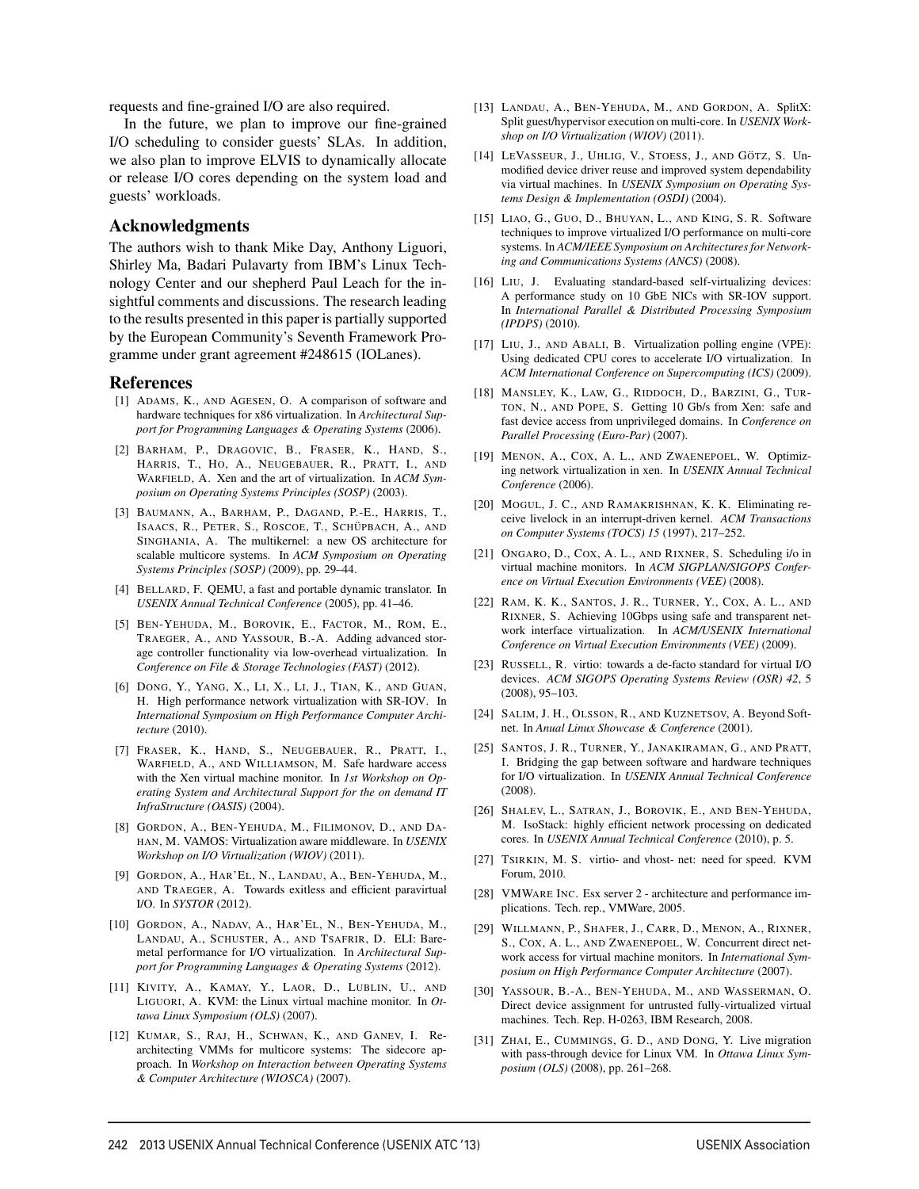requests and fine-grained I/O are also required.

In the future, we plan to improve our fine-grained I/O scheduling to consider guests' SLAs. In addition, we also plan to improve ELVIS to dynamically allocate or release I/O cores depending on the system load and guests' workloads.

## Acknowledgments

The authors wish to thank Mike Day, Anthony Liguori, Shirley Ma, Badari Pulavarty from IBM's Linux Technology Center and our shepherd Paul Leach for the insightful comments and discussions. The research leading to the results presented in this paper is partially supported by the European Community's Seventh Framework Programme under grant agreement #248615 (IOLanes).

## References

[1] Adams, K., and Agesen, O. A comparison of software and hardware techniques for x86 virtualization. In *Architectural Support for Programming Languages & Operating Systems* (2006).

[2] Barham, P., Dragovic, B., Fraser, K., Hand, S., Harris, T., Ho, A., Neugebauer, R., Pratt, I., and Warfield, A. Xen and the art of virtualization. In *ACM Symposium on Operating Systems Principles (SOSP)* (2003).

[3] Baumann, A., Barham, P., Dagand, P.-E., Harris, T., Isaacs, R., Peter, S., Roscoe, T., Schüpbach, A., and Singhania, A. The multikernel: a new OS architecture for scalable multicore systems. In *ACM Symposium on Operating Systems Principles (SOSP)* (2009), pp. 29–44.

[4] Bellard, F. QEMU, a fast and portable dynamic translator. In *USENIX Annual Technical Conference* (2005), pp. 41–46.

[5] Ben-Yehuda, M., Borovik, E., Factor, M., Rom, E., Traeger, A., and Yassour, B.-A. Adding advanced storage controller functionality via low-overhead virtualization. In *Conference on File & Storage Technologies (FAST)* (2012).

[6] Dong, Y., Yang, X., Li, X., Li, J., Tian, K., and Guan, H. High performance network virtualization with SR-IOV. In *International Symposium on High Performance Computer Architecture* (2010).

[7] Fraser, K., Hand, S., Neugebauer, R., Pratt, I., Warfield, A., and Williamson, M. Safe hardware access with the Xen virtual machine monitor. In *1st Workshop on Operating System and Architectural Support for the on demand IT InfraStructure (OASIS)* (2004).

[8] Gordon, A., Ben-Yehuda, M., Filimonov, D., and Dahan, M. VAMOS: Virtualization aware middleware. In *USENIX Workshop on I/O Virtualization (WIOV)* (2011).

[9] Gordon, A., Har'El, N., Landau, A., Ben-Yehuda, M., and Traeger, A. Towards exitless and efficient paravirtual I/O. In *SYSTOR* (2012).

[10] Gordon, A., Nadav, A., Har'El, N., Ben-Yehuda, M., Landau, A., Schuster, A., and Tsafrir, D. ELI: Bare-metal performance for I/O virtualization. In *Architectural Support for Programming Languages & Operating Systems* (2012).

[11] Kivity, A., Kamay, Y., Laor, D., Lublin, U., and Liguori, A. KVM: the Linux virtual machine monitor. In *Ottawa Linux Symposium (OLS)* (2007).

[12] Kumar, S., Raj, H., Schwan, K., and Ganev, I. Re-architecting VMMs for multicore systems: The sidecore approach. In *Workshop on Interaction between Operating Systems & Computer Architecture (WIOSCA)* (2007).

[13] Landau, A., Ben-Yehuda, M., and Gordon, A. SplitX: Split guest/hypervisor execution on multi-core. In *USENIX Workshop on I/O Virtualization (WIOV)* (2011).

[14] LeVasseur, J., Uhlig, V., Stoess, J., and Götz, S. Unmodified device driver reuse and improved system dependability via virtual machines. In *USENIX Symposium on Operating Systems Design & Implementation (OSDI)* (2004).

[15] Liao, G., Guo, D., Bhuyan, L., and King, S. R. Software techniques to improve virtualized I/O performance on multi-core systems. In *ACM/IEEE Symposium on Architectures for Networking and Communications Systems (ANCS)* (2008).

[16] Liu, J. Evaluating standard-based self-virtualizing devices: A performance study on 10 GbE NICs with SR-IOV support. In *International Parallel & Distributed Processing Symposium (IPDPS)* (2010).

[17] Liu, J., and Abali, B. Virtualization polling engine (VPE): Using dedicated CPU cores to accelerate I/O virtualization. In *ACM International Conference on Supercomputing (ICS)* (2009).

[18] Mansley, K., Law, G., Riddoch, D., Barzini, G., Turton, N., and Pope, S. Getting 10 Gb/s from Xen: safe and fast device access from unprivileged domains. In *Conference on Parallel Processing (Euro-Par)* (2007).

[19] Menon, A., Cox, A. L., and Zwaenepoel, W. Optimizing network virtualization in xen. In *USENIX Annual Technical Conference* (2006).

[20] Mogul, J. C., and Ramakrishnan, K. K. Eliminating receive livelock in an interrupt-driven kernel. *ACM Transactions on Computer Systems (TOCS) 15* (1997), 217–252.

[21] Ongaro, D., Cox, A. L., and Rixner, S. Scheduling i/o in virtual machine monitors. In *ACM SIGPLAN/SIGOPS Conference on Virtual Execution Environments (VEE)* (2008).

[22] Ram, K. K., Santos, J. R., Turner, Y., Cox, A. L., and Rixner, S. Achieving 10Gbps using safe and transparent network interface virtualization. In *ACM/USENIX International Conference on Virtual Execution Environments (VEE)* (2009).

[23] Russell, R. virtio: towards a de-facto standard for virtual I/O devices. *ACM SIGOPS Operating Systems Review (OSR) 42*, 5 (2008), 95–103.

[24] Salim, J. H., Olsson, R., and Kuznetsov, A. Beyond Softnet. In *Anual Linux Showcase & Conference* (2001).

[25] Santos, J. R., Turner, Y., Janakiraman, G., and Pratt, I. Bridging the gap between software and hardware techniques for I/O virtualization. In *USENIX Annual Technical Conference* (2008).

[26] Shalev, L., Satran, J., Borovik, E., and Ben-Yehuda, M. IsoStack: highly efficient network processing on dedicated cores. In *USENIX Annual Technical Conference* (2010), p. 5.

[27] Tsirkin, M. S. virtio- and vhost- net: need for speed. KVM Forum, 2010.

[28] VMWare Inc. Esx server 2 - architecture and performance implications. Tech. rep., VMWare, 2005.

[29] Willmann, P., Shafer, J., Carr, D., Menon, A., Rixner, S., Cox, A. L., and Zwaenepoel, W. Concurrent direct network access for virtual machine monitors. In *International Symposium on High Performance Computer Architecture* (2007).

[30] Yassour, B.-A., Ben-Yehuda, M., and Wasserman, O. Direct device assignment for untrusted fully-virtualized virtual machines. Tech. Rep. H-0263, IBM Research, 2008.

[31] Zhai, E., Cummings, G. D., and Dong, Y. Live migration with pass-through device for Linux VM. In *Ottawa Linux Symposium (OLS)* (2008), pp. 261–268.